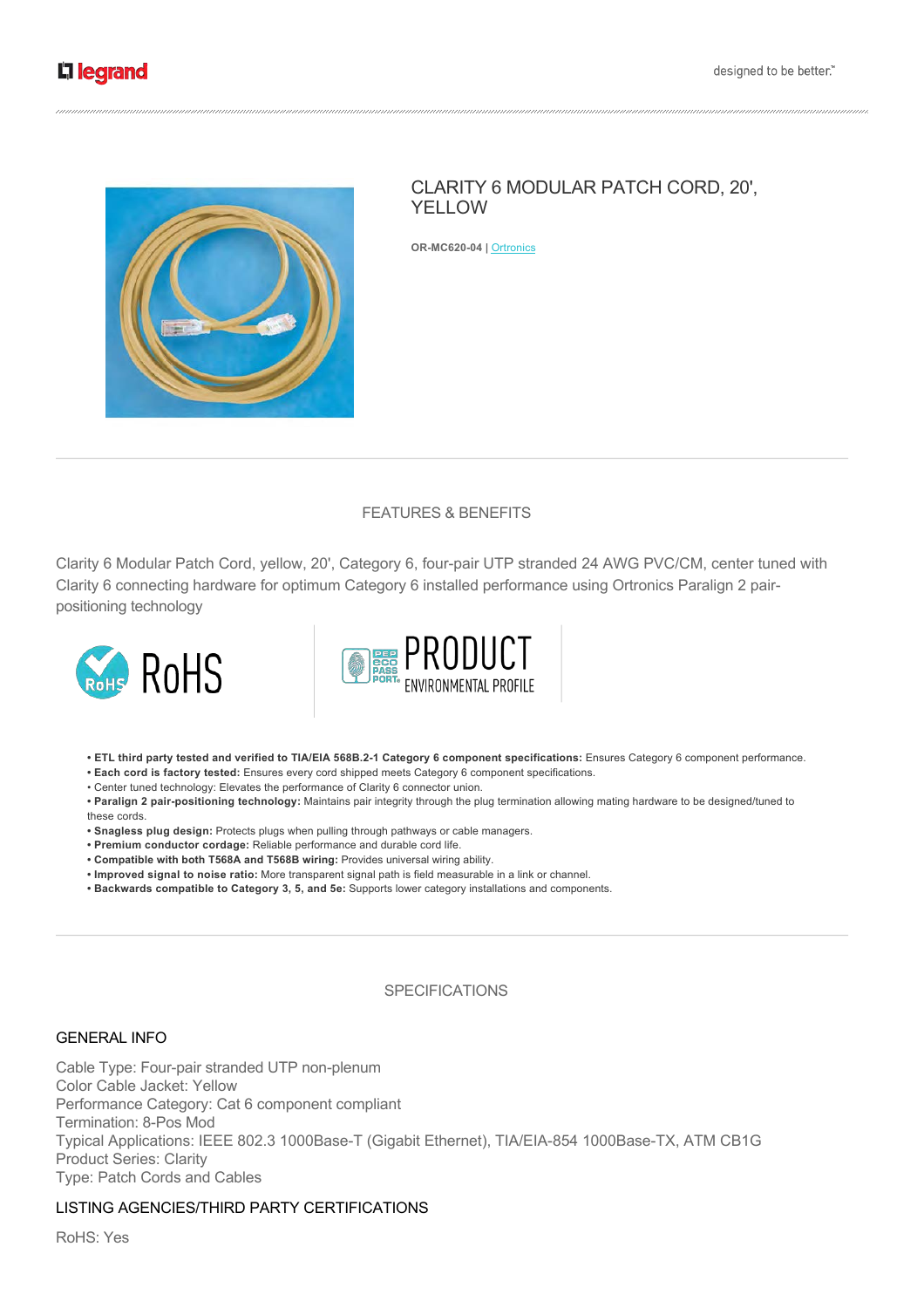# CLARITY 6 MODULAR PATCH CORD, 20', YELLOW

**OR-MC620-04** | Ortronics

## FEATURES & BENEFITS

Clarity 6 Modular Patch Cord, yellow, 20', Category 6, four-pair UTP stranded 24 AWG PVC/CM, center tuned with Clarity 6 connecting hardware for optimum Category 6 installed performance using Ortronics Paralign 2 pair-positioning technology

RoHS

PEP ECO PASSPORT PRODUCT ENVIRONMENTAL PROFILE

- **ETL third party tested and verified to TIA/EIA 568B.2-1 Category 6 component specifications:** Ensures Category 6 component performance.
- **Each cord is factory tested:** Ensures every cord shipped meets Category 6 component specifications.
- Center tuned technology: Elevates the performance of Clarity 6 connector union.
- **Paralign 2 pair-positioning technology:** Maintains pair integrity through the plug termination allowing mating hardware to be designed/tuned to these cords.
- **Snagless plug design:** Protects plugs when pulling through pathways or cable managers.
- **Premium conductor cordage:** Reliable performance and durable cord life.
- **Compatible with both T568A and T568B wiring:** Provides universal wiring ability.
- **Improved signal to noise ratio:** More transparent signal path is field measurable in a link or channel.
- **Backwards compatible to Category 3, 5, and 5e:** Supports lower category installations and components.

## SPECIFICATIONS

### GENERAL INFO

Cable Type: Four-pair stranded UTP non-plenum
Color Cable Jacket: Yellow
Performance Category: Cat 6 component compliant
Termination: 8-Pos Mod
Typical Applications: IEEE 802.3 1000Base-T (Gigabit Ethernet), TIA/EIA-854 1000Base-TX, ATM CB1G
Product Series: Clarity
Type: Patch Cords and Cables

### LISTING AGENCIES/THIRD PARTY CERTIFICATIONS

RoHS: Yes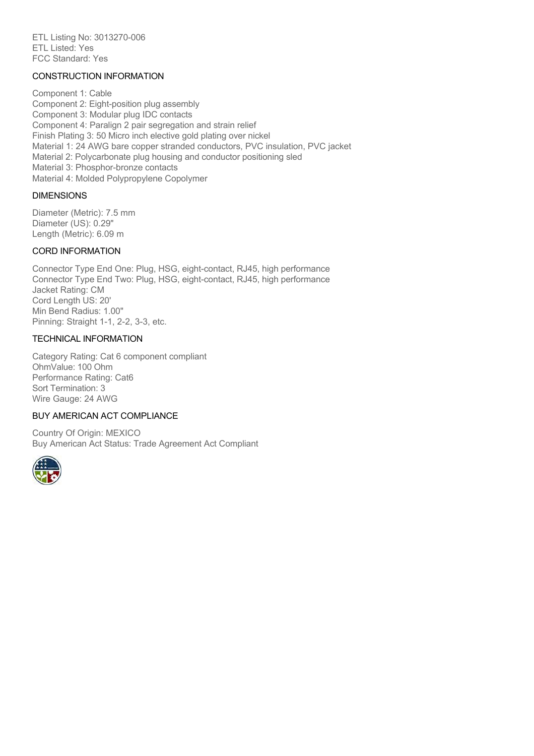ETL Listing No: 3013270-006
ETL Listed: Yes
FCC Standard: Yes

## CONSTRUCTION INFORMATION

Component 1: Cable
Component 2: Eight-position plug assembly
Component 3: Modular plug IDC contacts
Component 4: Paralign 2 pair segregation and strain relief
Finish Plating 3: 50 Micro inch elective gold plating over nickel
Material 1: 24 AWG bare copper stranded conductors, PVC insulation, PVC jacket
Material 2: Polycarbonate plug housing and conductor positioning sled
Material 3: Phosphor-bronze contacts
Material 4: Molded Polypropylene Copolymer

## DIMENSIONS

Diameter (Metric): 7.5 mm
Diameter (US): 0.29"
Length (Metric): 6.09 m

## CORD INFORMATION

Connector Type End One: Plug, HSG, eight-contact, RJ45, high performance
Connector Type End Two: Plug, HSG, eight-contact, RJ45, high performance
Jacket Rating: CM
Cord Length US: 20'
Min Bend Radius: 1.00"
Pinning: Straight 1-1, 2-2, 3-3, etc.

## TECHNICAL INFORMATION

Category Rating: Cat 6 component compliant
OhmValue: 100 Ohm
Performance Rating: Cat6
Sort Termination: 3
Wire Gauge: 24 AWG

## BUY AMERICAN ACT COMPLIANCE

Country Of Origin: MEXICO
Buy American Act Status: Trade Agreement Act Compliant